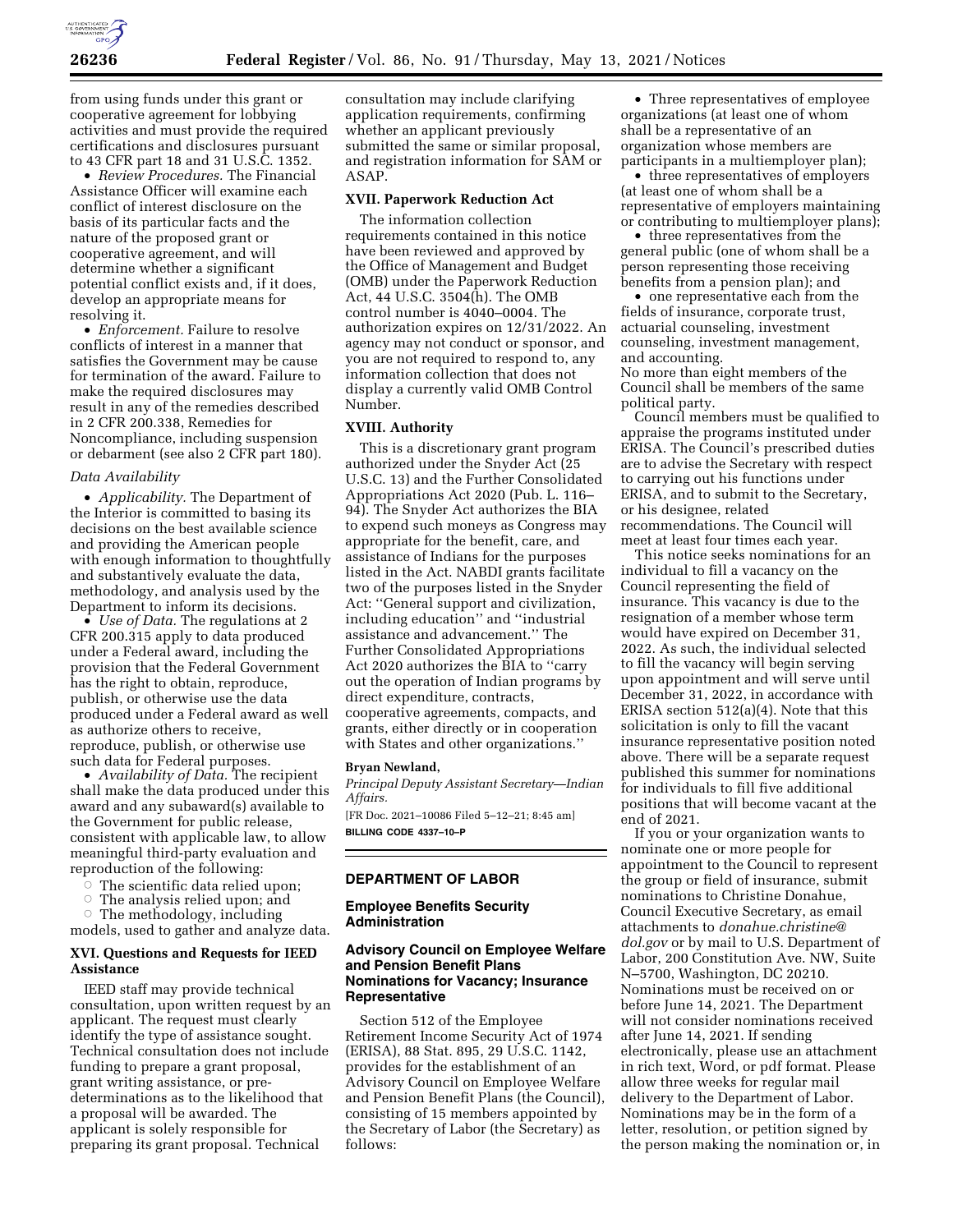from using funds under this grant or cooperative agreement for lobbying activities and must provide the required certifications and disclosures pursuant to 43 CFR part 18 and 31 U.S.C. 1352.

- *Review Procedures.* The Financial Assistance Officer will examine each conflict of interest disclosure on the basis of its particular facts and the nature of the proposed grant or cooperative agreement, and will determine whether a significant potential conflict exists and, if it does, develop an appropriate means for resolving it.
- *Enforcement.* Failure to resolve conflicts of interest in a manner that satisfies the Government may be cause for termination of the award. Failure to make the required disclosures may result in any of the remedies described in 2 CFR 200.338, Remedies for Noncompliance, including suspension or debarment (see also 2 CFR part 180).

*Data Availability*

- *Applicability.* The Department of the Interior is committed to basing its decisions on the best available science and providing the American people with enough information to thoughtfully and substantively evaluate the data, methodology, and analysis used by the Department to inform its decisions.
- *Use of Data.* The regulations at 2 CFR 200.315 apply to data produced under a Federal award, including the provision that the Federal Government has the right to obtain, reproduce, publish, or otherwise use the data produced under a Federal award as well as authorize others to receive, reproduce, publish, or otherwise use such data for Federal purposes.
- *Availability of Data.* The recipient shall make the data produced under this award and any subaward(s) available to the Government for public release, consistent with applicable law, to allow meaningful third-party evaluation and reproduction of the following:
  - The scientific data relied upon;
  - The analysis relied upon; and
  - The methodology, including models, used to gather and analyze data.

### XVI. Questions and Requests for IEED Assistance

IEED staff may provide technical consultation, upon written request by an applicant. The request must clearly identify the type of assistance sought. Technical consultation does not include funding to prepare a grant proposal, grant writing assistance, or pre-determinations as to the likelihood that a proposal will be awarded. The applicant is solely responsible for preparing its grant proposal. Technical consultation may include clarifying application requirements, confirming whether an applicant previously submitted the same or similar proposal, and registration information for SAM or ASAP.

### XVII. Paperwork Reduction Act

The information collection requirements contained in this notice have been reviewed and approved by the Office of Management and Budget (OMB) under the Paperwork Reduction Act, 44 U.S.C. 3504(h). The OMB control number is 4040–0004. The authorization expires on 12/31/2022. An agency may not conduct or sponsor, and you are not required to respond to, any information collection that does not display a currently valid OMB Control Number.

### XVIII. Authority

This is a discretionary grant program authorized under the Snyder Act (25 U.S.C. 13) and the Further Consolidated Appropriations Act 2020 (Pub. L. 116–94). The Snyder Act authorizes the BIA to expend such moneys as Congress may appropriate for the benefit, care, and assistance of Indians for the purposes listed in the Act. NABDI grants facilitate two of the purposes listed in the Snyder Act: ''General support and civilization, including education'' and ''industrial assistance and advancement.'' The Further Consolidated Appropriations Act 2020 authorizes the BIA to ''carry out the operation of Indian programs by direct expenditure, contracts, cooperative agreements, compacts, and grants, either directly or in cooperation with States and other organizations.''

**Bryan Newland,**

*Principal Deputy Assistant Secretary—Indian Affairs.*

[FR Doc. 2021–10086 Filed 5–12–21; 8:45 am]

**BILLING CODE 4337–10–P**

## DEPARTMENT OF LABOR

### Employee Benefits Security Administration

### Advisory Council on Employee Welfare and Pension Benefit Plans Nominations for Vacancy; Insurance Representative

Section 512 of the Employee Retirement Income Security Act of 1974 (ERISA), 88 Stat. 895, 29 U.S.C. 1142, provides for the establishment of an Advisory Council on Employee Welfare and Pension Benefit Plans (the Council), consisting of 15 members appointed by the Secretary of Labor (the Secretary) as follows:

- Three representatives of employee organizations (at least one of whom shall be a representative of an organization whose members are participants in a multiemployer plan);
- three representatives of employers (at least one of whom shall be a representative of employers maintaining or contributing to multiemployer plans);
- three representatives from the general public (one of whom shall be a person representing those receiving benefits from a pension plan); and
- one representative each from the fields of insurance, corporate trust, actuarial counseling, investment counseling, investment management, and accounting.

No more than eight members of the Council shall be members of the same political party.

Council members must be qualified to appraise the programs instituted under ERISA. The Council's prescribed duties are to advise the Secretary with respect to carrying out his functions under ERISA, and to submit to the Secretary, or his designee, related recommendations. The Council will meet at least four times each year.

This notice seeks nominations for an individual to fill a vacancy on the Council representing the field of insurance. This vacancy is due to the resignation of a member whose term would have expired on December 31, 2022. As such, the individual selected to fill the vacancy will begin serving upon appointment and will serve until December 31, 2022, in accordance with ERISA section 512(a)(4). Note that this solicitation is only to fill the vacant insurance representative position noted above. There will be a separate request published this summer for nominations for individuals to fill five additional positions that will become vacant at the end of 2021.

If you or your organization wants to nominate one or more people for appointment to the Council to represent the group or field of insurance, submit nominations to Christine Donahue, Council Executive Secretary, as email attachments to *donahue.christine@dol.gov* or by mail to U.S. Department of Labor, 200 Constitution Ave. NW, Suite N–5700, Washington, DC 20210. Nominations must be received on or before June 14, 2021. The Department will not consider nominations received after June 14, 2021. If sending electronically, please use an attachment in rich text, Word, or pdf format. Please allow three weeks for regular mail delivery to the Department of Labor. Nominations may be in the form of a letter, resolution, or petition signed by the person making the nomination or, in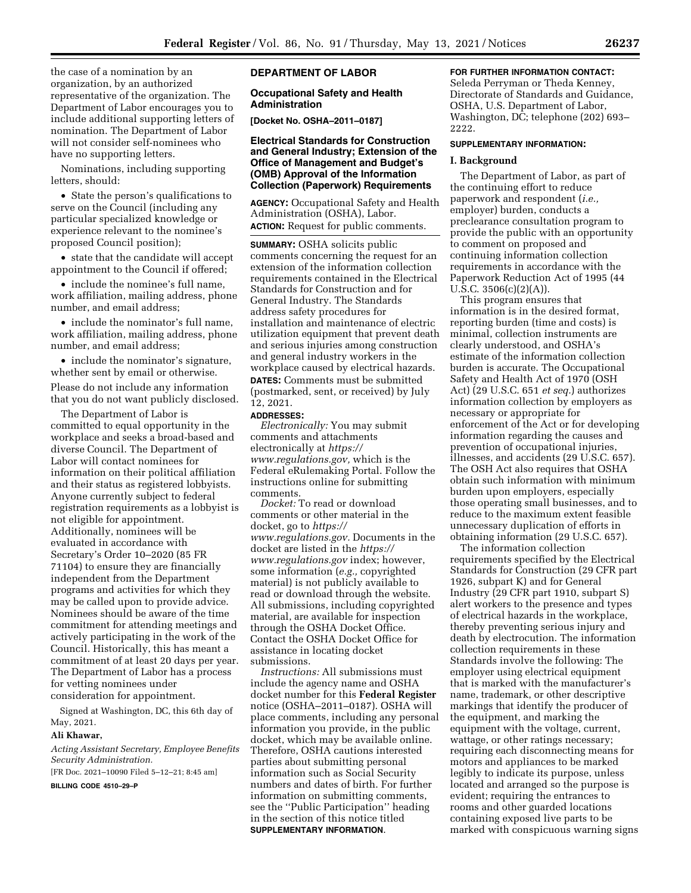the case of a nomination by an organization, by an authorized representative of the organization. The Department of Labor encourages you to include additional supporting letters of nomination. The Department of Labor will not consider self-nominees who have no supporting letters.

Nominations, including supporting letters, should:

- State the person's qualifications to serve on the Council (including any particular specialized knowledge or experience relevant to the nominee's proposed Council position);
- state that the candidate will accept appointment to the Council if offered;
- include the nominee's full name, work affiliation, mailing address, phone number, and email address;
- include the nominator's full name, work affiliation, mailing address, phone number, and email address;
- include the nominator's signature, whether sent by email or otherwise.

Please do not include any information that you do not want publicly disclosed.

The Department of Labor is committed to equal opportunity in the workplace and seeks a broad-based and diverse Council. The Department of Labor will contact nominees for information on their political affiliation and their status as registered lobbyists. Anyone currently subject to federal registration requirements as a lobbyist is not eligible for appointment. Additionally, nominees will be evaluated in accordance with Secretary's Order 10–2020 (85 FR 71104) to ensure they are financially independent from the Department programs and activities for which they may be called upon to provide advice. Nominees should be aware of the time commitment for attending meetings and actively participating in the work of the Council. Historically, this has meant a commitment of at least 20 days per year. The Department of Labor has a process for vetting nominees under consideration for appointment.

Signed at Washington, DC, this 6th day of May, 2021.

**Ali Khawar,**

*Acting Assistant Secretary, Employee Benefits Security Administration.*

[FR Doc. 2021–10090 Filed 5–12–21; 8:45 am]

**BILLING CODE 4510–29–P**

## DEPARTMENT OF LABOR

### Occupational Safety and Health Administration

**[Docket No. OSHA–2011–0187]**

### Electrical Standards for Construction and General Industry; Extension of the Office of Management and Budget's (OMB) Approval of the Information Collection (Paperwork) Requirements

**AGENCY:** Occupational Safety and Health Administration (OSHA), Labor.

**ACTION:** Request for public comments.

**SUMMARY:** OSHA solicits public comments concerning the request for an extension of the information collection requirements contained in the Electrical Standards for Construction and for General Industry. The Standards address safety procedures for installation and maintenance of electric utilization equipment that prevent death and serious injuries among construction and general industry workers in the workplace caused by electrical hazards.

**DATES:** Comments must be submitted (postmarked, sent, or received) by July 12, 2021.

**ADDRESSES:**

*Electronically:* You may submit comments and attachments electronically at *https://www.regulations.gov,* which is the Federal eRulemaking Portal. Follow the instructions online for submitting comments.

*Docket:* To read or download comments or other material in the docket, go to *https://www.regulations.gov.* Documents in the docket are listed in the *https://www.regulations.gov* index; however, some information (*e.g.,* copyrighted material) is not publicly available to read or download through the website. All submissions, including copyrighted material, are available for inspection through the OSHA Docket Office. Contact the OSHA Docket Office for assistance in locating docket submissions.

*Instructions:* All submissions must include the agency name and OSHA docket number for this **Federal Register** notice (OSHA–2011–0187). OSHA will place comments, including any personal information you provide, in the public docket, which may be available online. Therefore, OSHA cautions interested parties about submitting personal information such as Social Security numbers and dates of birth. For further information on submitting comments, see the ''Public Participation'' heading in the section of this notice titled **SUPPLEMENTARY INFORMATION**.

**FOR FURTHER INFORMATION CONTACT:** Seleda Perryman or Theda Kenney, Directorate of Standards and Guidance, OSHA, U.S. Department of Labor, Washington, DC; telephone (202) 693–2222.

**SUPPLEMENTARY INFORMATION:**

#### I. Background

The Department of Labor, as part of the continuing effort to reduce paperwork and respondent (*i.e.,* employer) burden, conducts a preclearance consultation program to provide the public with an opportunity to comment on proposed and continuing information collection requirements in accordance with the Paperwork Reduction Act of 1995 (44 U.S.C. 3506(c)(2)(A)).

This program ensures that information is in the desired format, reporting burden (time and costs) is minimal, collection instruments are clearly understood, and OSHA's estimate of the information collection burden is accurate. The Occupational Safety and Health Act of 1970 (OSH Act) (29 U.S.C. 651 *et seq.*) authorizes information collection by employers as necessary or appropriate for enforcement of the Act or for developing information regarding the causes and prevention of occupational injuries, illnesses, and accidents (29 U.S.C. 657). The OSH Act also requires that OSHA obtain such information with minimum burden upon employers, especially those operating small businesses, and to reduce to the maximum extent feasible unnecessary duplication of efforts in obtaining information (29 U.S.C. 657).

The information collection requirements specified by the Electrical Standards for Construction (29 CFR part 1926, subpart K) and for General Industry (29 CFR part 1910, subpart S) alert workers to the presence and types of electrical hazards in the workplace, thereby preventing serious injury and death by electrocution. The information collection requirements in these Standards involve the following: The employer using electrical equipment that is marked with the manufacturer's name, trademark, or other descriptive markings that identify the producer of the equipment, and marking the equipment with the voltage, current, wattage, or other ratings necessary; requiring each disconnecting means for motors and appliances to be marked legibly to indicate its purpose, unless located and arranged so the purpose is evident; requiring the entrances to rooms and other guarded locations containing exposed live parts to be marked with conspicuous warning signs